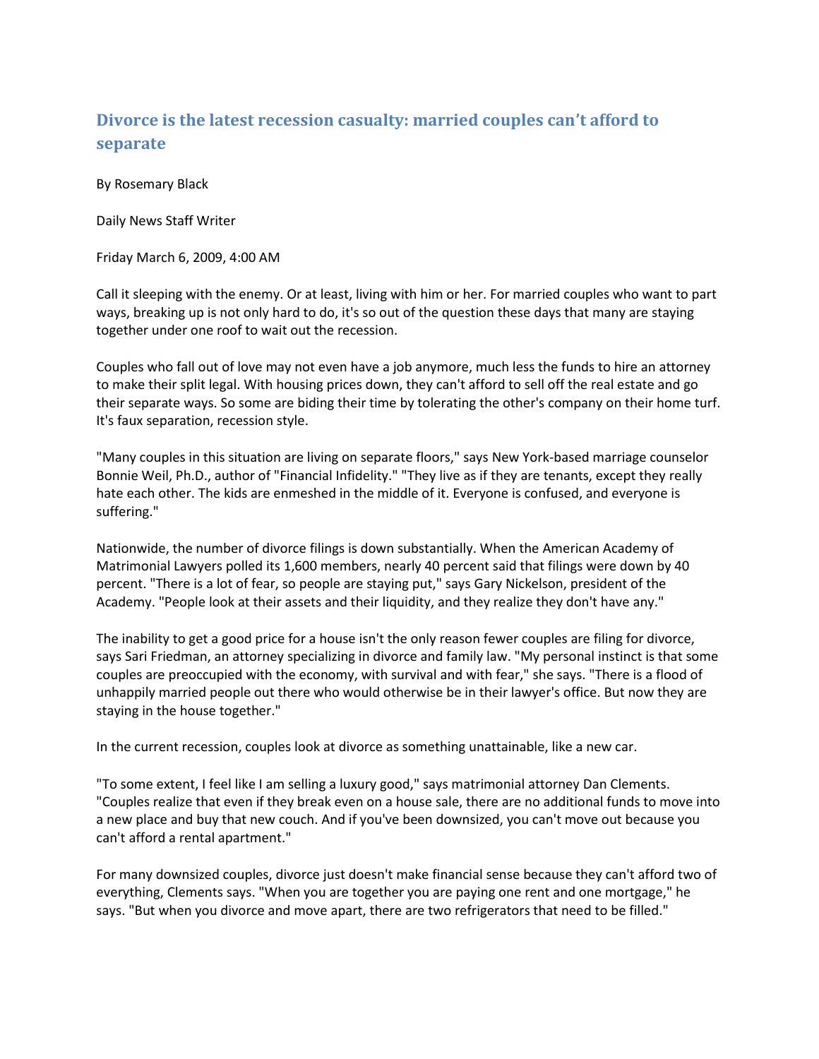# Divorce is the latest recession casualty: married couples can't afford to separate

By Rosemary Black

Daily News Staff Writer

Friday March 6, 2009, 4:00 AM

Call it sleeping with the enemy. Or at least, living with him or her. For married couples who want to part ways, breaking up is not only hard to do, it's so out of the question these days that many are staying together under one roof to wait out the recession.

Couples who fall out of love may not even have a job anymore, much less the funds to hire an attorney to make their split legal. With housing prices down, they can't afford to sell off the real estate and go their separate ways. So some are biding their time by tolerating the other's company on their home turf. It's faux separation, recession style.

"Many couples in this situation are living on separate floors," says New York-based marriage counselor Bonnie Weil, Ph.D., author of "Financial Infidelity." "They live as if they are tenants, except they really hate each other. The kids are enmeshed in the middle of it. Everyone is confused, and everyone is suffering."

Nationwide, the number of divorce filings is down substantially. When the American Academy of Matrimonial Lawyers polled its 1,600 members, nearly 40 percent said that filings were down by 40 percent. "There is a lot of fear, so people are staying put," says Gary Nickelson, president of the Academy. "People look at their assets and their liquidity, and they realize they don't have any."

The inability to get a good price for a house isn't the only reason fewer couples are filing for divorce, says Sari Friedman, an attorney specializing in divorce and family law. "My personal instinct is that some couples are preoccupied with the economy, with survival and with fear," she says. "There is a flood of unhappily married people out there who would otherwise be in their lawyer's office. But now they are staying in the house together."

In the current recession, couples look at divorce as something unattainable, like a new car.

"To some extent, I feel like I am selling a luxury good," says matrimonial attorney Dan Clements. "Couples realize that even if they break even on a house sale, there are no additional funds to move into a new place and buy that new couch. And if you've been downsized, you can't move out because you can't afford a rental apartment."

For many downsized couples, divorce just doesn't make financial sense because they can't afford two of everything, Clements says. "When you are together you are paying one rent and one mortgage," he says. "But when you divorce and move apart, there are two refrigerators that need to be filled."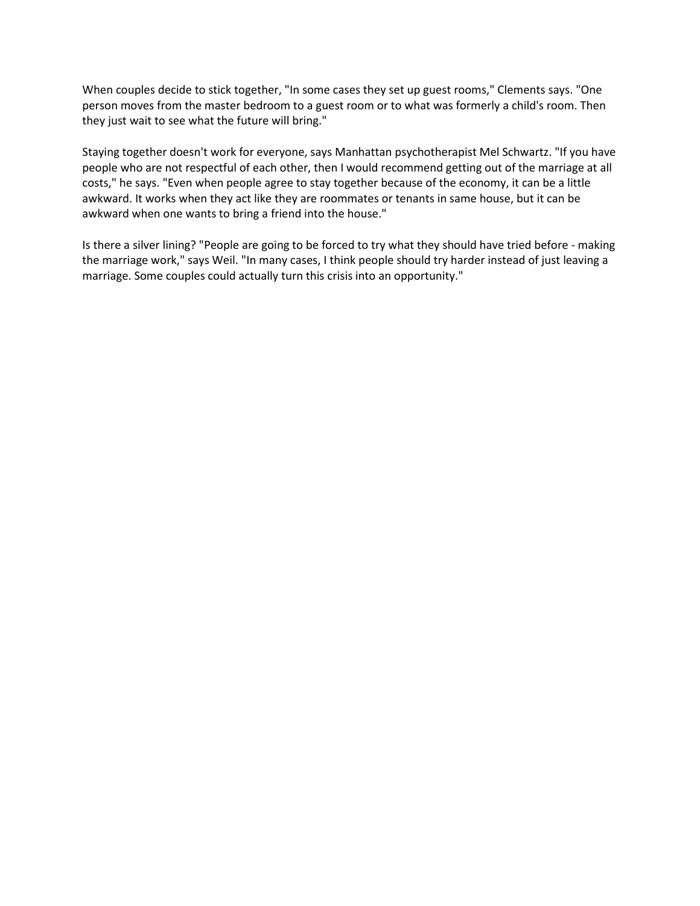When couples decide to stick together, "In some cases they set up guest rooms," Clements says. "One person moves from the master bedroom to a guest room or to what was formerly a child's room. Then they just wait to see what the future will bring."

Staying together doesn't work for everyone, says Manhattan psychotherapist Mel Schwartz. "If you have people who are not respectful of each other, then I would recommend getting out of the marriage at all costs," he says. "Even when people agree to stay together because of the economy, it can be a little awkward. It works when they act like they are roommates or tenants in same house, but it can be awkward when one wants to bring a friend into the house."

Is there a silver lining? "People are going to be forced to try what they should have tried before - making the marriage work," says Weil. "In many cases, I think people should try harder instead of just leaving a marriage. Some couples could actually turn this crisis into an opportunity."